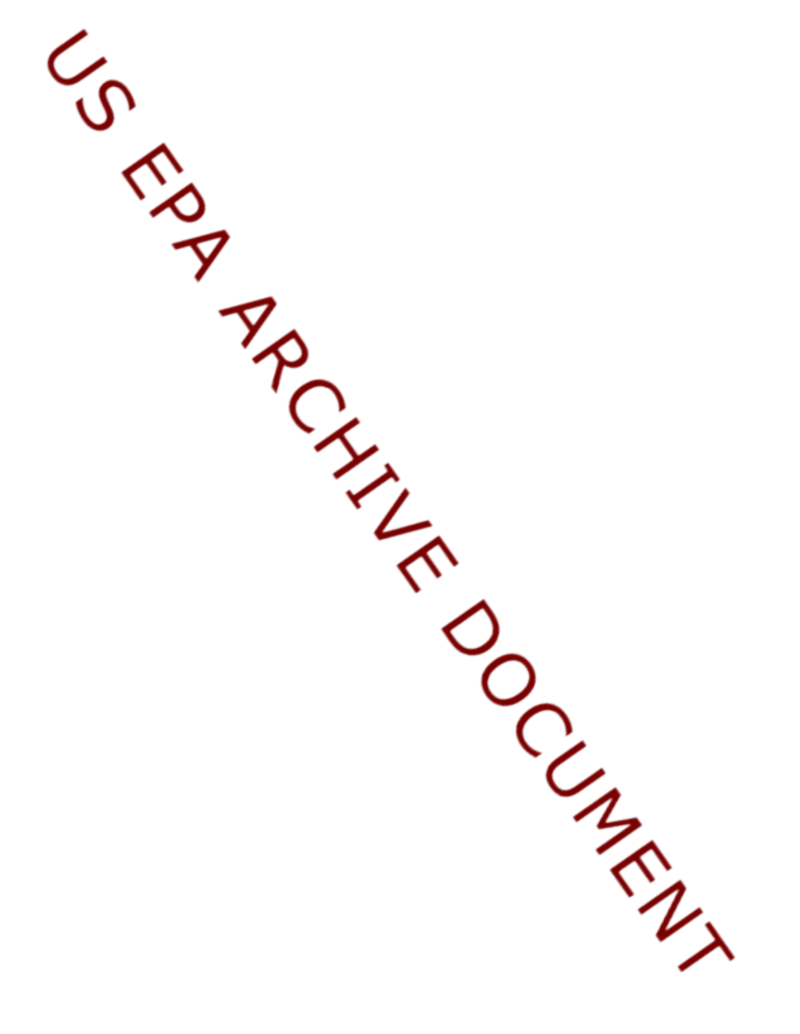US EPA ARCHIVE DOCUMENT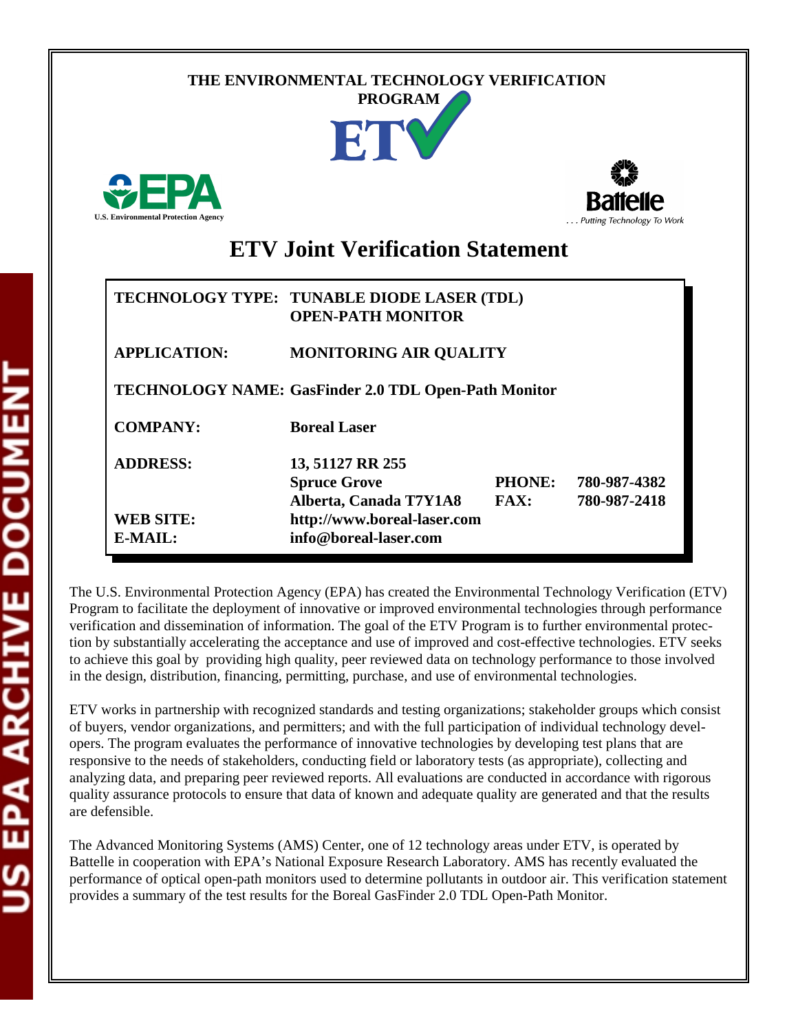THE ENVIRONMENTAL TECHNOLOGY VERIFICATION PROGRAM

ETV

U.S. Environmental Protection Agency

Battelle

. . . Putting Technology To Work

# ETV Joint Verification Statement

| | | | |
|---|---|---|---|
| **TECHNOLOGY TYPE:** | **TUNABLE DIODE LASER (TDL) OPEN-PATH MONITOR** | | |
| **APPLICATION:** | **MONITORING AIR QUALITY** | | |
| **TECHNOLOGY NAME:** | **GasFinder 2.0 TDL Open-Path Monitor** | | |
| **COMPANY:** | **Boreal Laser** | | |
| **ADDRESS:** | **13, 51127 RR 255** | | |
| | **Spruce Grove** | **PHONE:** | **780-987-4382** |
| | **Alberta, Canada T7Y1A8** | **FAX:** | **780-987-2418** |
| **WEB SITE:** | **http://www.boreal-laser.com** | | |
| **E-MAIL:** | **info@boreal-laser.com** | | |

The U.S. Environmental Protection Agency (EPA) has created the Environmental Technology Verification (ETV) Program to facilitate the deployment of innovative or improved environmental technologies through performance verification and dissemination of information. The goal of the ETV Program is to further environmental protection by substantially accelerating the acceptance and use of improved and cost-effective technologies. ETV seeks to achieve this goal by providing high quality, peer reviewed data on technology performance to those involved in the design, distribution, financing, permitting, purchase, and use of environmental technologies.

ETV works in partnership with recognized standards and testing organizations; stakeholder groups which consist of buyers, vendor organizations, and permitters; and with the full participation of individual technology developers. The program evaluates the performance of innovative technologies by developing test plans that are responsive to the needs of stakeholders, conducting field or laboratory tests (as appropriate), collecting and analyzing data, and preparing peer reviewed reports. All evaluations are conducted in accordance with rigorous quality assurance protocols to ensure that data of known and adequate quality are generated and that the results are defensible.

The Advanced Monitoring Systems (AMS) Center, one of 12 technology areas under ETV, is operated by Battelle in cooperation with EPA's National Exposure Research Laboratory. AMS has recently evaluated the performance of optical open-path monitors used to determine pollutants in outdoor air. This verification statement provides a summary of the test results for the Boreal GasFinder 2.0 TDL Open-Path Monitor.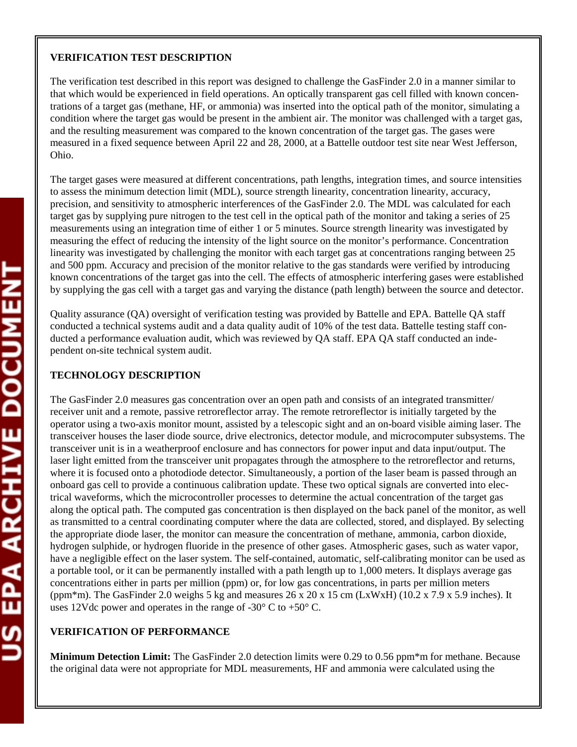## VERIFICATION TEST DESCRIPTION

The verification test described in this report was designed to challenge the GasFinder 2.0 in a manner similar to that which would be experienced in field operations. An optically transparent gas cell filled with known concentrations of a target gas (methane, HF, or ammonia) was inserted into the optical path of the monitor, simulating a condition where the target gas would be present in the ambient air. The monitor was challenged with a target gas, and the resulting measurement was compared to the known concentration of the target gas. The gases were measured in a fixed sequence between April 22 and 28, 2000, at a Battelle outdoor test site near West Jefferson, Ohio.

The target gases were measured at different concentrations, path lengths, integration times, and source intensities to assess the minimum detection limit (MDL), source strength linearity, concentration linearity, accuracy, precision, and sensitivity to atmospheric interferences of the GasFinder 2.0. The MDL was calculated for each target gas by supplying pure nitrogen to the test cell in the optical path of the monitor and taking a series of 25 measurements using an integration time of either 1 or 5 minutes. Source strength linearity was investigated by measuring the effect of reducing the intensity of the light source on the monitor's performance. Concentration linearity was investigated by challenging the monitor with each target gas at concentrations ranging between 25 and 500 ppm. Accuracy and precision of the monitor relative to the gas standards were verified by introducing known concentrations of the target gas into the cell. The effects of atmospheric interfering gases were established by supplying the gas cell with a target gas and varying the distance (path length) between the source and detector.

Quality assurance (QA) oversight of verification testing was provided by Battelle and EPA. Battelle QA staff conducted a technical systems audit and a data quality audit of 10% of the test data. Battelle testing staff conducted a performance evaluation audit, which was reviewed by QA staff. EPA QA staff conducted an independent on-site technical system audit.

## TECHNOLOGY DESCRIPTION

The GasFinder 2.0 measures gas concentration over an open path and consists of an integrated transmitter/receiver unit and a remote, passive retroreflector array. The remote retroreflector is initially targeted by the operator using a two-axis monitor mount, assisted by a telescopic sight and an on-board visible aiming laser. The transceiver houses the laser diode source, drive electronics, detector module, and microcomputer subsystems. The transceiver unit is in a weatherproof enclosure and has connectors for power input and data input/output. The laser light emitted from the transceiver unit propagates through the atmosphere to the retroreflector and returns, where it is focused onto a photodiode detector. Simultaneously, a portion of the laser beam is passed through an onboard gas cell to provide a continuous calibration update. These two optical signals are converted into electrical waveforms, which the microcontroller processes to determine the actual concentration of the target gas along the optical path. The computed gas concentration is then displayed on the back panel of the monitor, as well as transmitted to a central coordinating computer where the data are collected, stored, and displayed. By selecting the appropriate diode laser, the monitor can measure the concentration of methane, ammonia, carbon dioxide, hydrogen sulphide, or hydrogen fluoride in the presence of other gases. Atmospheric gases, such as water vapor, have a negligible effect on the laser system. The self-contained, automatic, self-calibrating monitor can be used as a portable tool, or it can be permanently installed with a path length up to 1,000 meters. It displays average gas concentrations either in parts per million (ppm) or, for low gas concentrations, in parts per million meters (ppm*m). The GasFinder 2.0 weighs 5 kg and measures 26 x 20 x 15 cm (LxWxH) (10.2 x 7.9 x 5.9 inches). It uses 12Vdc power and operates in the range of -30° C to +50° C.

## VERIFICATION OF PERFORMANCE

**Minimum Detection Limit:** The GasFinder 2.0 detection limits were 0.29 to 0.56 ppm*m for methane. Because the original data were not appropriate for MDL measurements, HF and ammonia were calculated using the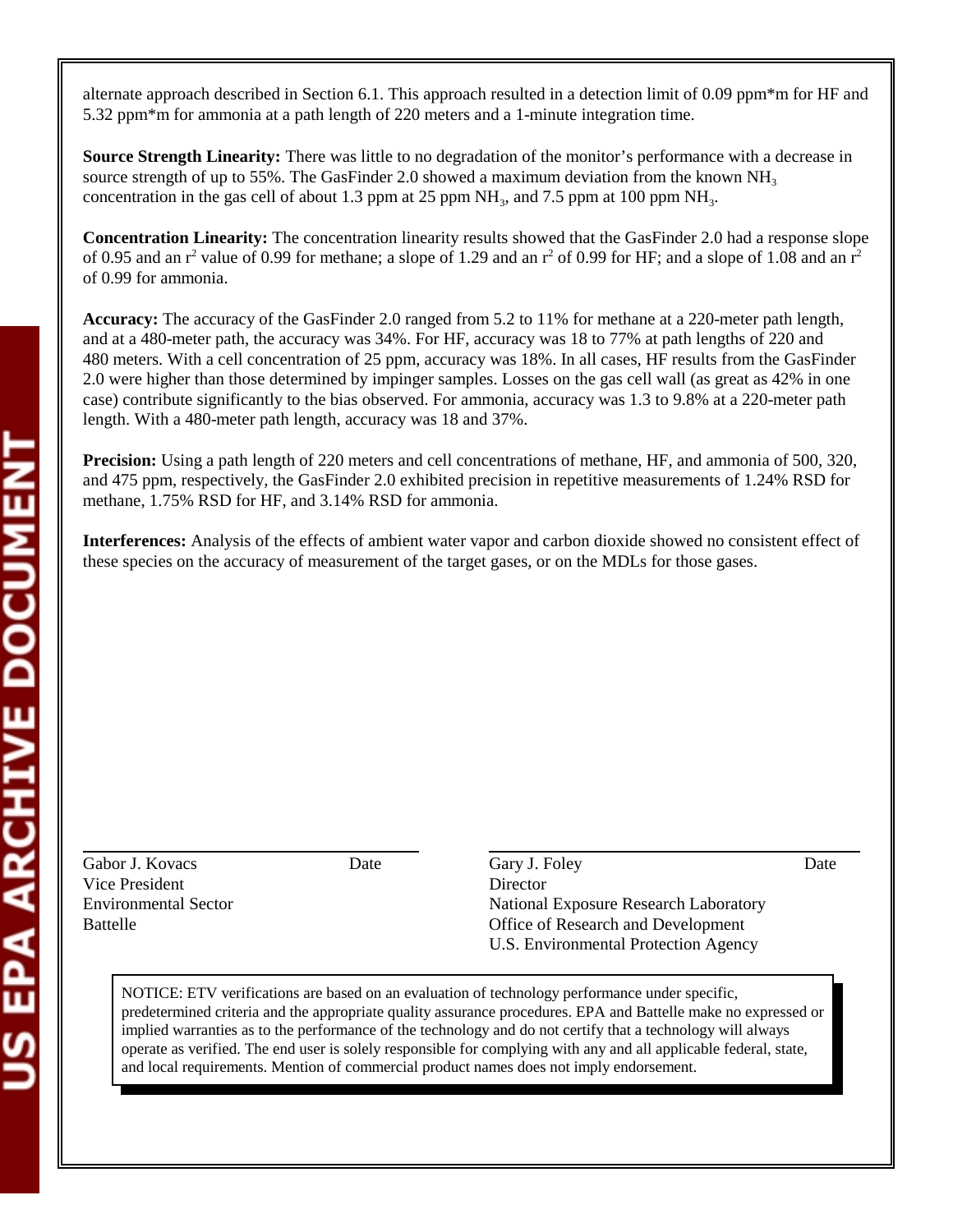alternate approach described in Section 6.1. This approach resulted in a detection limit of 0.09 ppm*m for HF and 5.32 ppm*m for ammonia at a path length of 220 meters and a 1-minute integration time.

**Source Strength Linearity:** There was little to no degradation of the monitor's performance with a decrease in source strength of up to 55%. The GasFinder 2.0 showed a maximum deviation from the known $NH_3$ concentration in the gas cell of about 1.3 ppm at 25 ppm $NH_3$, and 7.5 ppm at 100 ppm $NH_3$.

**Concentration Linearity:** The concentration linearity results showed that the GasFinder 2.0 had a response slope of 0.95 and an $r^2$ value of 0.99 for methane; a slope of 1.29 and an $r^2$ of 0.99 for HF; and a slope of 1.08 and an $r^2$ of 0.99 for ammonia.

**Accuracy:** The accuracy of the GasFinder 2.0 ranged from 5.2 to 11% for methane at a 220-meter path length, and at a 480-meter path, the accuracy was 34%. For HF, accuracy was 18 to 77% at path lengths of 220 and 480 meters. With a cell concentration of 25 ppm, accuracy was 18%. In all cases, HF results from the GasFinder 2.0 were higher than those determined by impinger samples. Losses on the gas cell wall (as great as 42% in one case) contribute significantly to the bias observed. For ammonia, accuracy was 1.3 to 9.8% at a 220-meter path length. With a 480-meter path length, accuracy was 18 and 37%.

**Precision:** Using a path length of 220 meters and cell concentrations of methane, HF, and ammonia of 500, 320, and 475 ppm, respectively, the GasFinder 2.0 exhibited precision in repetitive measurements of 1.24% RSD for methane, 1.75% RSD for HF, and 3.14% RSD for ammonia.

**Interferences:** Analysis of the effects of ambient water vapor and carbon dioxide showed no consistent effect of these species on the accuracy of measurement of the target gases, or on the MDLs for those gases.

Gabor J. Kovacs  Date
Vice President
Environmental Sector
Battelle

Gary J. Foley  Date
Director
National Exposure Research Laboratory
Office of Research and Development
U.S. Environmental Protection Agency

NOTICE: ETV verifications are based on an evaluation of technology performance under specific, predetermined criteria and the appropriate quality assurance procedures. EPA and Battelle make no expressed or implied warranties as to the performance of the technology and do not certify that a technology will always operate as verified. The end user is solely responsible for complying with any and all applicable federal, state, and local requirements. Mention of commercial product names does not imply endorsement.